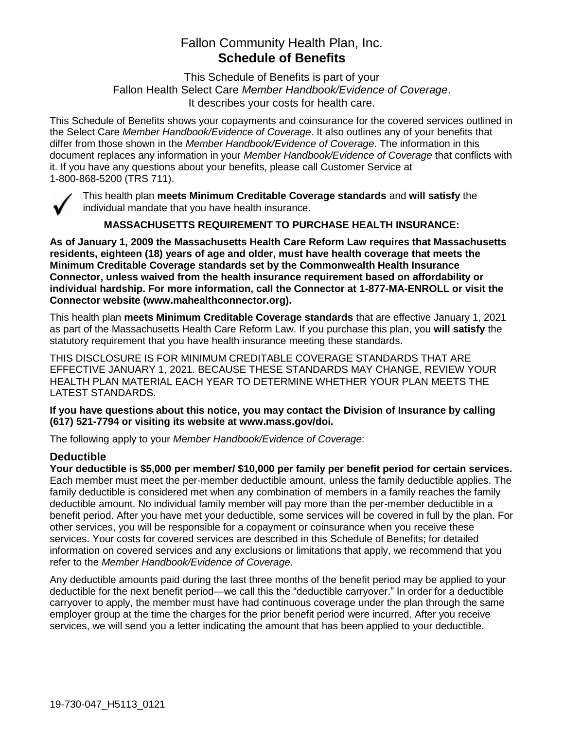# Fallon Community Health Plan, Inc.
# Schedule of Benefits

This Schedule of Benefits is part of your
Fallon Health Select Care *Member Handbook/Evidence of Coverage*.
It describes your costs for health care.

This Schedule of Benefits shows your copayments and coinsurance for the covered services outlined in the Select Care *Member Handbook/Evidence of Coverage*. It also outlines any of your benefits that differ from those shown in the *Member Handbook/Evidence of Coverage*. The information in this document replaces any information in your *Member Handbook/Evidence of Coverage* that conflicts with it. If you have any questions about your benefits, please call Customer Service at 1-800-868-5200 (TRS 711).

✓ This health plan **meets Minimum Creditable Coverage standards** and **will satisfy** the individual mandate that you have health insurance.

**MASSACHUSETTS REQUIREMENT TO PURCHASE HEALTH INSURANCE:**

**As of January 1, 2009 the Massachusetts Health Care Reform Law requires that Massachusetts residents, eighteen (18) years of age and older, must have health coverage that meets the Minimum Creditable Coverage standards set by the Commonwealth Health Insurance Connector, unless waived from the health insurance requirement based on affordability or individual hardship. For more information, call the Connector at 1-877-MA-ENROLL or visit the Connector website (www.mahealthconnector.org).**

This health plan **meets Minimum Creditable Coverage standards** that are effective January 1, 2021 as part of the Massachusetts Health Care Reform Law. If you purchase this plan, you **will satisfy** the statutory requirement that you have health insurance meeting these standards.

THIS DISCLOSURE IS FOR MINIMUM CREDITABLE COVERAGE STANDARDS THAT ARE EFFECTIVE JANUARY 1, 2021. BECAUSE THESE STANDARDS MAY CHANGE, REVIEW YOUR HEALTH PLAN MATERIAL EACH YEAR TO DETERMINE WHETHER YOUR PLAN MEETS THE LATEST STANDARDS.

**If you have questions about this notice, you may contact the Division of Insurance by calling (617) 521-7794 or visiting its website at www.mass.gov/doi.**

The following apply to your *Member Handbook/Evidence of Coverage*:

## Deductible

**Your deductible is $5,000 per member/ $10,000 per family per benefit period for certain services.** Each member must meet the per-member deductible amount, unless the family deductible applies. The family deductible is considered met when any combination of members in a family reaches the family deductible amount. No individual family member will pay more than the per-member deductible in a benefit period. After you have met your deductible, some services will be covered in full by the plan. For other services, you will be responsible for a copayment or coinsurance when you receive these services. Your costs for covered services are described in this Schedule of Benefits; for detailed information on covered services and any exclusions or limitations that apply, we recommend that you refer to the *Member Handbook/Evidence of Coverage*.

Any deductible amounts paid during the last three months of the benefit period may be applied to your deductible for the next benefit period—we call this the "deductible carryover." In order for a deductible carryover to apply, the member must have had continuous coverage under the plan through the same employer group at the time the charges for the prior benefit period were incurred. After you receive services, we will send you a letter indicating the amount that has been applied to your deductible.

19-730-047_H5113_0121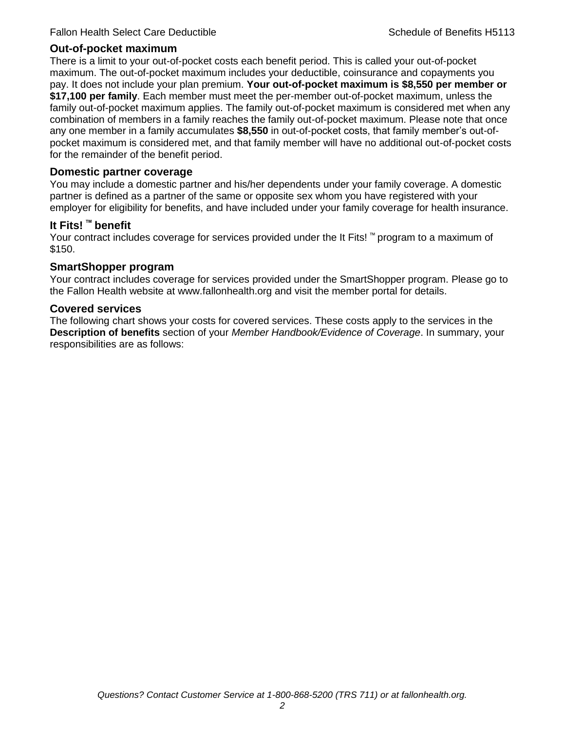## Out-of-pocket maximum

There is a limit to your out-of-pocket costs each benefit period. This is called your out-of-pocket maximum. The out-of-pocket maximum includes your deductible, coinsurance and copayments you pay. It does not include your plan premium. **Your out-of-pocket maximum is $8,550 per member or $17,100 per family**. Each member must meet the per-member out-of-pocket maximum, unless the family out-of-pocket maximum applies. The family out-of-pocket maximum is considered met when any combination of members in a family reaches the family out-of-pocket maximum. Please note that once any one member in a family accumulates **$8,550** in out-of-pocket costs, that family member's out-of-pocket maximum is considered met, and that family member will have no additional out-of-pocket costs for the remainder of the benefit period.

## Domestic partner coverage

You may include a domestic partner and his/her dependents under your family coverage. A domestic partner is defined as a partner of the same or opposite sex whom you have registered with your employer for eligibility for benefits, and have included under your family coverage for health insurance.

## It Fits! ™ benefit

Your contract includes coverage for services provided under the It Fits! ™ program to a maximum of $150.

## SmartShopper program

Your contract includes coverage for services provided under the SmartShopper program. Please go to the Fallon Health website at www.fallonhealth.org and visit the member portal for details.

## Covered services

The following chart shows your costs for covered services. These costs apply to the services in the **Description of benefits** section of your *Member Handbook/Evidence of Coverage*. In summary, your responsibilities are as follows: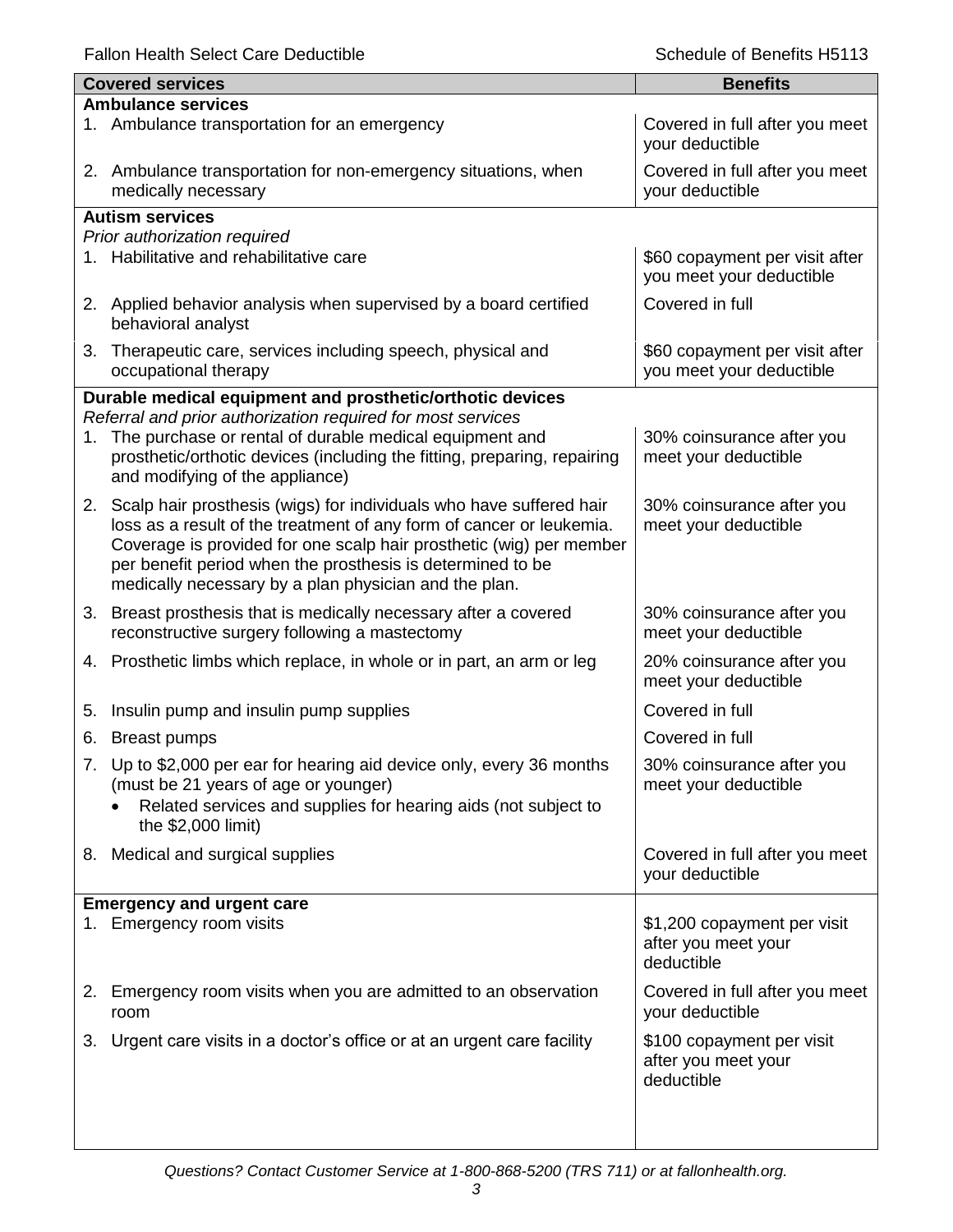| Covered services | Benefits |
|---|---|
| **Ambulance services** | |
| 1. Ambulance transportation for an emergency | Covered in full after you meet your deductible |
| 2. Ambulance transportation for non-emergency situations, when medically necessary | Covered in full after you meet your deductible |
| **Autism services**<br>*Prior authorization required* | |
| 1. Habilitative and rehabilitative care | $60 copayment per visit after you meet your deductible |
| 2. Applied behavior analysis when supervised by a board certified behavioral analyst | Covered in full |
| 3. Therapeutic care, services including speech, physical and occupational therapy | $60 copayment per visit after you meet your deductible |
| **Durable medical equipment and prosthetic/orthotic devices**<br>*Referral and prior authorization required for most services* | |
| 1. The purchase or rental of durable medical equipment and prosthetic/orthotic devices (including the fitting, preparing, repairing and modifying of the appliance) | 30% coinsurance after you meet your deductible |
| 2. Scalp hair prosthesis (wigs) for individuals who have suffered hair loss as a result of the treatment of any form of cancer or leukemia. Coverage is provided for one scalp hair prosthetic (wig) per member per benefit period when the prosthesis is determined to be medically necessary by a plan physician and the plan. | 30% coinsurance after you meet your deductible |
| 3. Breast prosthesis that is medically necessary after a covered reconstructive surgery following a mastectomy | 30% coinsurance after you meet your deductible |
| 4. Prosthetic limbs which replace, in whole or in part, an arm or leg | 20% coinsurance after you meet your deductible |
| 5. Insulin pump and insulin pump supplies | Covered in full |
| 6. Breast pumps | Covered in full |
| 7. Up to $2,000 per ear for hearing aid device only, every 36 months (must be 21 years of age or younger)<br>• Related services and supplies for hearing aids (not subject to the $2,000 limit) | 30% coinsurance after you meet your deductible |
| 8. Medical and surgical supplies | Covered in full after you meet your deductible |
| **Emergency and urgent care** | |
| 1. Emergency room visits | $1,200 copayment per visit after you meet your deductible |
| 2. Emergency room visits when you are admitted to an observation room | Covered in full after you meet your deductible |
| 3. Urgent care visits in a doctor's office or at an urgent care facility | $100 copayment per visit after you meet your deductible |

*Questions? Contact Customer Service at 1-800-868-5200 (TRS 711) or at fallonhealth.org.*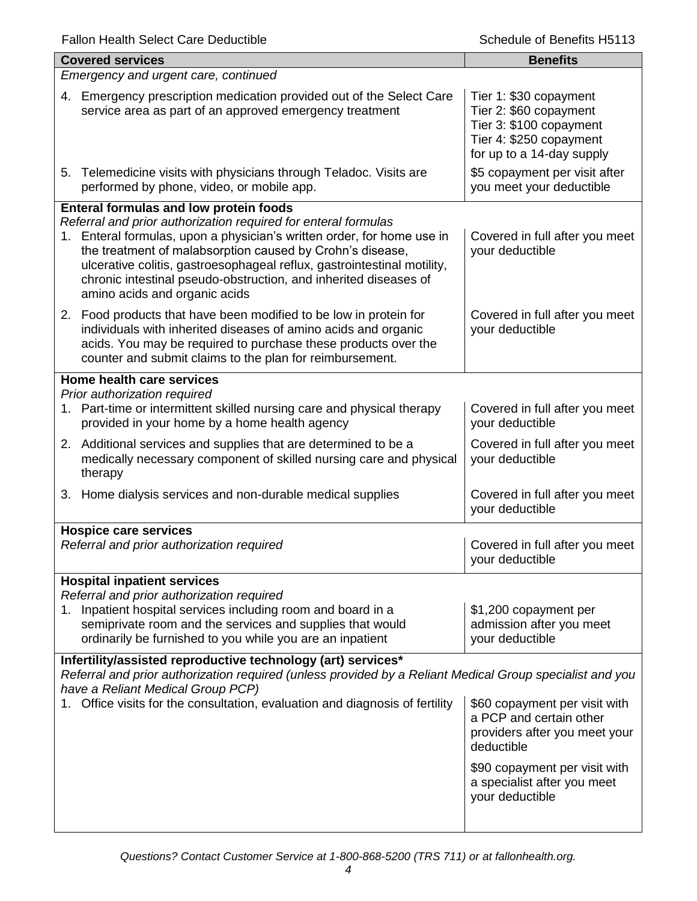| Covered services | Benefits |
|---|---|
| *Emergency and urgent care, continued* | |
| 4. Emergency prescription medication provided out of the Select Care service area as part of an approved emergency treatment | Tier 1: $30 copayment<br>Tier 2: $60 copayment<br>Tier 3: $100 copayment<br>Tier 4: $250 copayment<br>for up to a 14-day supply |
| 5. Telemedicine visits with physicians through Teladoc. Visits are performed by phone, video, or mobile app. | $5 copayment per visit after you meet your deductible |
| **Enteral formulas and low protein foods**<br>*Referral and prior authorization required for enteral formulas* | |
| 1. Enteral formulas, upon a physician's written order, for home use in the treatment of malabsorption caused by Crohn's disease, ulcerative colitis, gastroesophageal reflux, gastrointestinal motility, chronic intestinal pseudo-obstruction, and inherited diseases of amino acids and organic acids | Covered in full after you meet your deductible |
| 2. Food products that have been modified to be low in protein for individuals with inherited diseases of amino acids and organic acids. You may be required to purchase these products over the counter and submit claims to the plan for reimbursement. | Covered in full after you meet your deductible |
| **Home health care services**<br>*Prior authorization required* | |
| 1. Part-time or intermittent skilled nursing care and physical therapy provided in your home by a home health agency | Covered in full after you meet your deductible |
| 2. Additional services and supplies that are determined to be a medically necessary component of skilled nursing care and physical therapy | Covered in full after you meet your deductible |
| 3. Home dialysis services and non-durable medical supplies | Covered in full after you meet your deductible |
| **Hospice care services**<br>*Referral and prior authorization required* | Covered in full after you meet your deductible |
| **Hospital inpatient services**<br>*Referral and prior authorization required* | |
| 1. Inpatient hospital services including room and board in a semiprivate room and the services and supplies that would ordinarily be furnished to you while you are an inpatient | $1,200 copayment per admission after you meet your deductible |
| **Infertility/assisted reproductive technology (art) services***<br>*Referral and prior authorization required (unless provided by a Reliant Medical Group specialist and you have a Reliant Medical Group PCP)* | |
| 1. Office visits for the consultation, evaluation and diagnosis of fertility | $60 copayment per visit with a PCP and certain other providers after you meet your deductible<br><br>$90 copayment per visit with a specialist after you meet your deductible |

*Questions? Contact Customer Service at 1-800-868-5200 (TRS 711) or at fallonhealth.org.*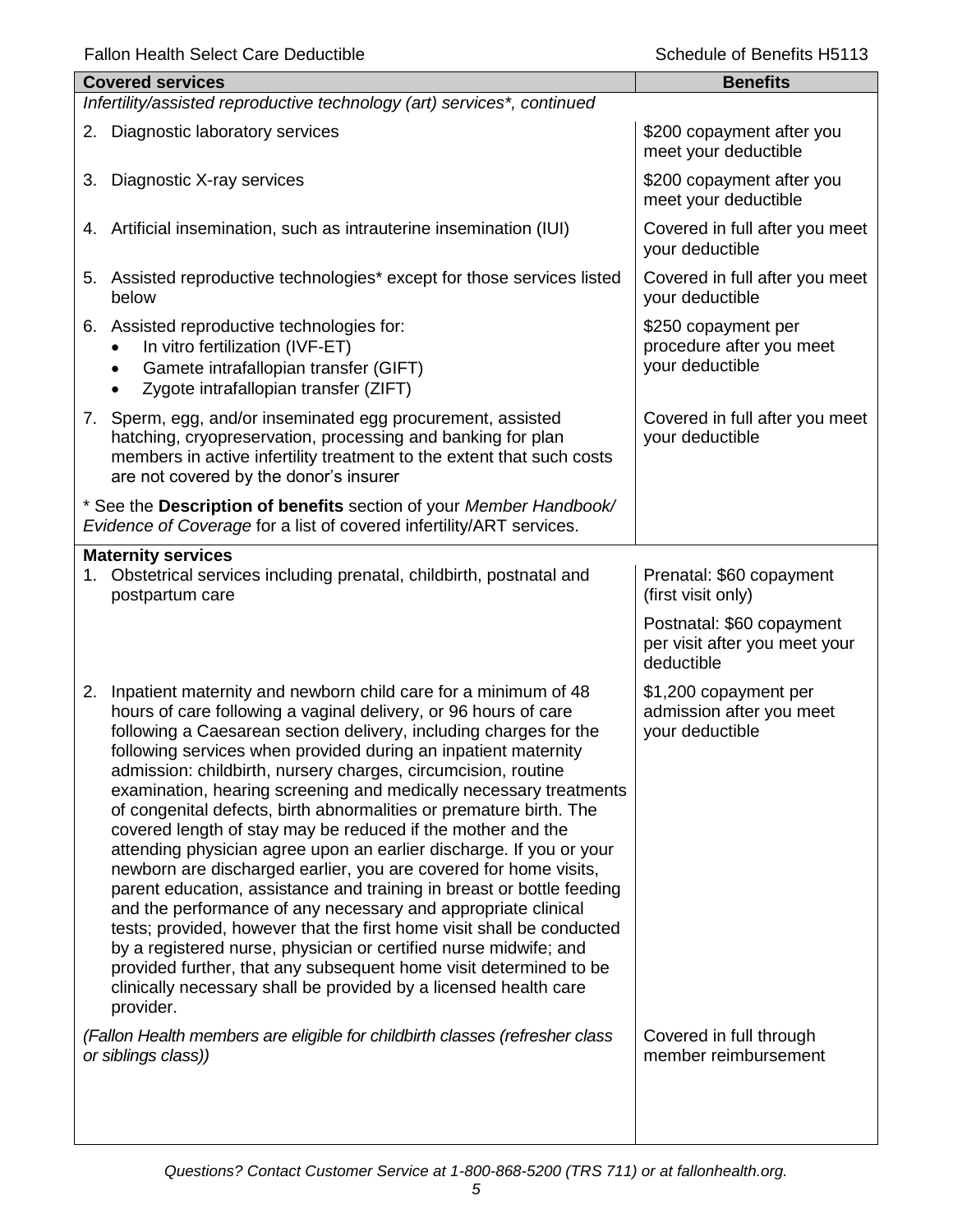| Covered services | Benefits |
| --- | --- |
| *Infertility/assisted reproductive technology (art) services\*, continued* | |
| 2. Diagnostic laboratory services | $200 copayment after you meet your deductible |
| 3. Diagnostic X-ray services | $200 copayment after you meet your deductible |
| 4. Artificial insemination, such as intrauterine insemination (IUI) | Covered in full after you meet your deductible |
| 5. Assisted reproductive technologies* except for those services listed below | Covered in full after you meet your deductible |
| 6. Assisted reproductive technologies for:<br>• In vitro fertilization (IVF-ET)<br>• Gamete intrafallopian transfer (GIFT)<br>• Zygote intrafallopian transfer (ZIFT) | $250 copayment per procedure after you meet your deductible |
| 7. Sperm, egg, and/or inseminated egg procurement, assisted hatching, cryopreservation, processing and banking for plan members in active infertility treatment to the extent that such costs are not covered by the donor's insurer | Covered in full after you meet your deductible |
| * See the **Description of benefits** section of your *Member Handbook/ Evidence of Coverage* for a list of covered infertility/ART services. | |
| **Maternity services** | |
| 1. Obstetrical services including prenatal, childbirth, postnatal and postpartum care | Prenatal: $60 copayment (first visit only)<br><br>Postnatal: $60 copayment per visit after you meet your deductible |
| 2. Inpatient maternity and newborn child care for a minimum of 48 hours of care following a vaginal delivery, or 96 hours of care following a Caesarean section delivery, including charges for the following services when provided during an inpatient maternity admission: childbirth, nursery charges, circumcision, routine examination, hearing screening and medically necessary treatments of congenital defects, birth abnormalities or premature birth. The covered length of stay may be reduced if the mother and the attending physician agree upon an earlier discharge. If you or your newborn are discharged earlier, you are covered for home visits, parent education, assistance and training in breast or bottle feeding and the performance of any necessary and appropriate clinical tests; provided, however that the first home visit shall be conducted by a registered nurse, physician or certified nurse midwife; and provided further, that any subsequent home visit determined to be clinically necessary shall be provided by a licensed health care provider. | $1,200 copayment per admission after you meet your deductible |
| *(Fallon Health members are eligible for childbirth classes (refresher class or siblings class))* | Covered in full through member reimbursement |

*Questions? Contact Customer Service at 1-800-868-5200 (TRS 711) or at fallonhealth.org.*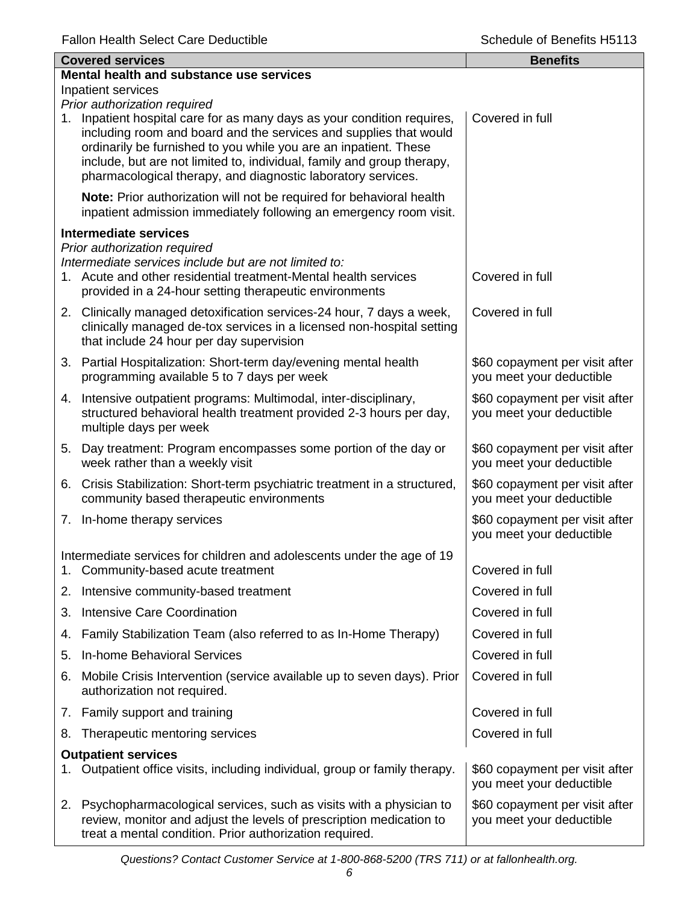| Covered services | Benefits |
| --- | --- |
| **Mental health and substance use services** | |
| Inpatient services | |
| *Prior authorization required* | |
| 1. Inpatient hospital care for as many days as your condition requires, including room and board and the services and supplies that would ordinarily be furnished to you while you are an inpatient. These include, but are not limited to, individual, family and group therapy, pharmacological therapy, and diagnostic laboratory services. | Covered in full |
| **Note:** Prior authorization will not be required for behavioral health inpatient admission immediately following an emergency room visit. | |
| **Intermediate services** | |
| *Prior authorization required* | |
| *Intermediate services include but are not limited to:* | |
| 1. Acute and other residential treatment-Mental health services provided in a 24-hour setting therapeutic environments | Covered in full |
| 2. Clinically managed detoxification services-24 hour, 7 days a week, clinically managed de-tox services in a licensed non-hospital setting that include 24 hour per day supervision | Covered in full |
| 3. Partial Hospitalization: Short-term day/evening mental health programming available 5 to 7 days per week | $60 copayment per visit after you meet your deductible |
| 4. Intensive outpatient programs: Multimodal, inter-disciplinary, structured behavioral health treatment provided 2-3 hours per day, multiple days per week | $60 copayment per visit after you meet your deductible |
| 5. Day treatment: Program encompasses some portion of the day or week rather than a weekly visit | $60 copayment per visit after you meet your deductible |
| 6. Crisis Stabilization: Short-term psychiatric treatment in a structured, community based therapeutic environments | $60 copayment per visit after you meet your deductible |
| 7. In-home therapy services | $60 copayment per visit after you meet your deductible |
| Intermediate services for children and adolescents under the age of 19 | |
| 1. Community-based acute treatment | Covered in full |
| 2. Intensive community-based treatment | Covered in full |
| 3. Intensive Care Coordination | Covered in full |
| 4. Family Stabilization Team (also referred to as In-Home Therapy) | Covered in full |
| 5. In-home Behavioral Services | Covered in full |
| 6. Mobile Crisis Intervention (service available up to seven days). Prior authorization not required. | Covered in full |
| 7. Family support and training | Covered in full |
| 8. Therapeutic mentoring services | Covered in full |
| **Outpatient services** | |
| 1. Outpatient office visits, including individual, group or family therapy. | $60 copayment per visit after you meet your deductible |
| 2. Psychopharmacological services, such as visits with a physician to review, monitor and adjust the levels of prescription medication to treat a mental condition. Prior authorization required. | $60 copayment per visit after you meet your deductible |

*Questions? Contact Customer Service at 1-800-868-5200 (TRS 711) or at fallonhealth.org.*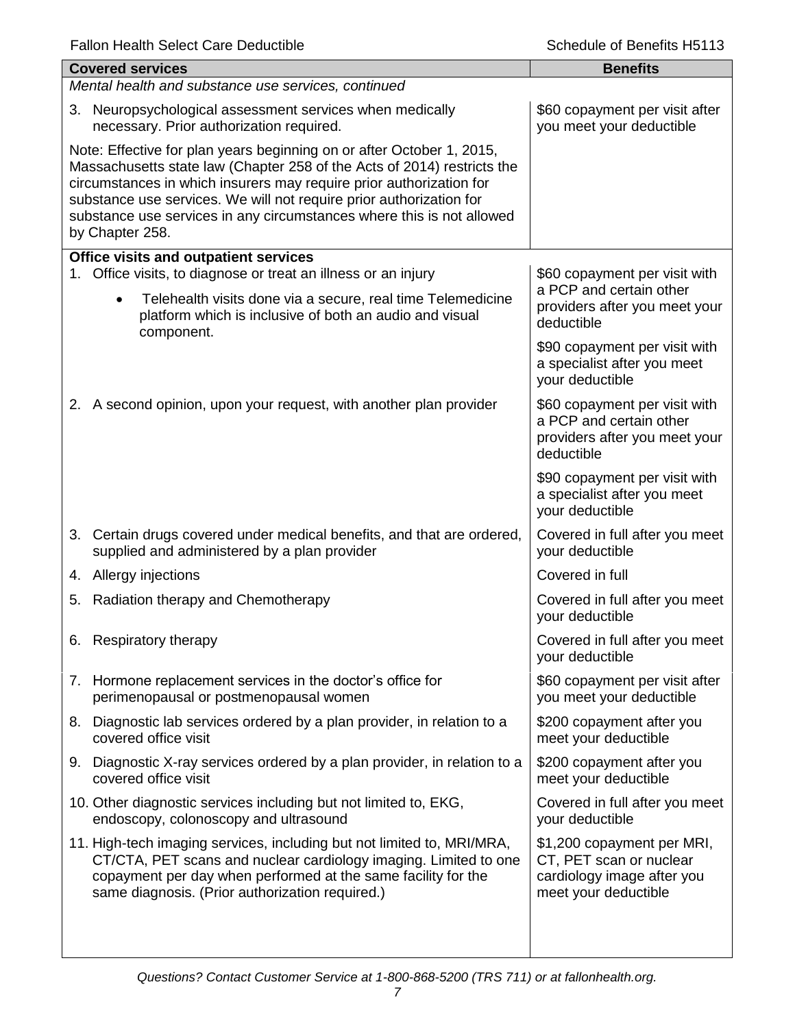| Covered services | Benefits |
|---|---|
| *Mental health and substance use services, continued* | |
| 3. Neuropsychological assessment services when medically necessary. Prior authorization required. | $60 copayment per visit after you meet your deductible |
| Note: Effective for plan years beginning on or after October 1, 2015, Massachusetts state law (Chapter 258 of the Acts of 2014) restricts the circumstances in which insurers may require prior authorization for substance use services. We will not require prior authorization for substance use services in any circumstances where this is not allowed by Chapter 258. | |
| **Office visits and outpatient services** | |
| 1. Office visits, to diagnose or treat an illness or an injury<br>• Telehealth visits done via a secure, real time Telemedicine platform which is inclusive of both an audio and visual component. | $60 copayment per visit with a PCP and certain other providers after you meet your deductible<br><br>$90 copayment per visit with a specialist after you meet your deductible |
| 2. A second opinion, upon your request, with another plan provider | $60 copayment per visit with a PCP and certain other providers after you meet your deductible<br><br>$90 copayment per visit with a specialist after you meet your deductible |
| 3. Certain drugs covered under medical benefits, and that are ordered, supplied and administered by a plan provider | Covered in full after you meet your deductible |
| 4. Allergy injections | Covered in full |
| 5. Radiation therapy and Chemotherapy | Covered in full after you meet your deductible |
| 6. Respiratory therapy | Covered in full after you meet your deductible |
| 7. Hormone replacement services in the doctor's office for perimenopausal or postmenopausal women | $60 copayment per visit after you meet your deductible |
| 8. Diagnostic lab services ordered by a plan provider, in relation to a covered office visit | $200 copayment after you meet your deductible |
| 9. Diagnostic X-ray services ordered by a plan provider, in relation to a covered office visit | $200 copayment after you meet your deductible |
| 10. Other diagnostic services including but not limited to, EKG, endoscopy, colonoscopy and ultrasound | Covered in full after you meet your deductible |
| 11. High-tech imaging services, including but not limited to, MRI/MRA, CT/CTA, PET scans and nuclear cardiology imaging. Limited to one copayment per day when performed at the same facility for the same diagnosis. (Prior authorization required.) | $1,200 copayment per MRI, CT, PET scan or nuclear cardiology image after you meet your deductible |

*Questions? Contact Customer Service at 1-800-868-5200 (TRS 711) or at fallonhealth.org.*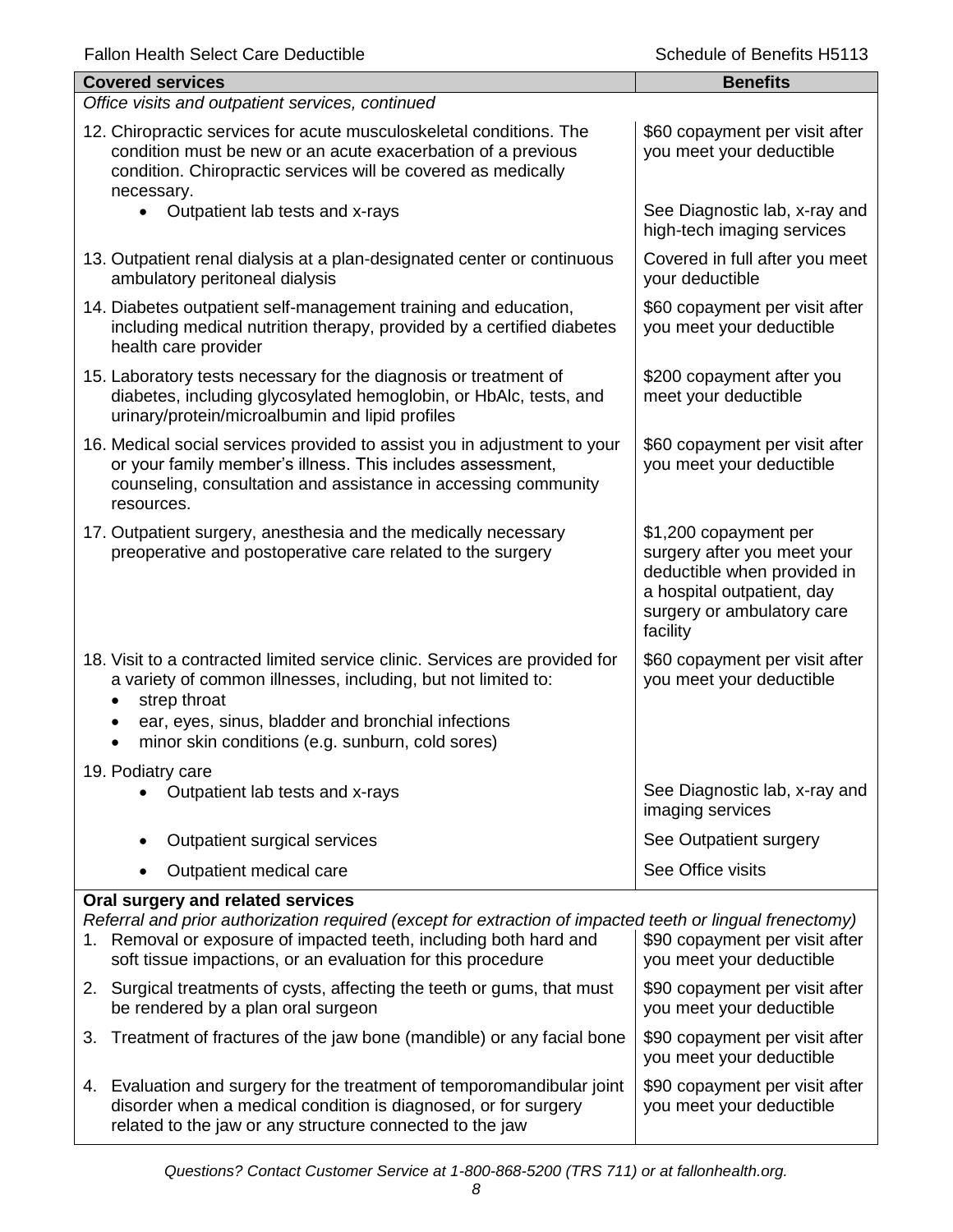| Covered services | Benefits |
|---|---|
| *Office visits and outpatient services, continued* | |
| 12. Chiropractic services for acute musculoskeletal conditions. The condition must be new or an acute exacerbation of a previous condition. Chiropractic services will be covered as medically necessary. | $60 copayment per visit after you meet your deductible |
| • Outpatient lab tests and x-rays | See Diagnostic lab, x-ray and high-tech imaging services |
| 13. Outpatient renal dialysis at a plan-designated center or continuous ambulatory peritoneal dialysis | Covered in full after you meet your deductible |
| 14. Diabetes outpatient self-management training and education, including medical nutrition therapy, provided by a certified diabetes health care provider | $60 copayment per visit after you meet your deductible |
| 15. Laboratory tests necessary for the diagnosis or treatment of diabetes, including glycosylated hemoglobin, or HbAlc, tests, and urinary/protein/microalbumin and lipid profiles | $200 copayment after you meet your deductible |
| 16. Medical social services provided to assist you in adjustment to your or your family member's illness. This includes assessment, counseling, consultation and assistance in accessing community resources. | $60 copayment per visit after you meet your deductible |
| 17. Outpatient surgery, anesthesia and the medically necessary preoperative and postoperative care related to the surgery | $1,200 copayment per surgery after you meet your deductible when provided in a hospital outpatient, day surgery or ambulatory care facility |
| 18. Visit to a contracted limited service clinic. Services are provided for a variety of common illnesses, including, but not limited to: • strep throat • ear, eyes, sinus, bladder and bronchial infections • minor skin conditions (e.g. sunburn, cold sores) | $60 copayment per visit after you meet your deductible |
| 19. Podiatry care | |
| • Outpatient lab tests and x-rays | See Diagnostic lab, x-ray and imaging services |
| • Outpatient surgical services | See Outpatient surgery |
| • Outpatient medical care | See Office visits |
| **Oral surgery and related services** *Referral and prior authorization required (except for extraction of impacted teeth or lingual frenectomy)* | |
| 1. Removal or exposure of impacted teeth, including both hard and soft tissue impactions, or an evaluation for this procedure | $90 copayment per visit after you meet your deductible |
| 2. Surgical treatments of cysts, affecting the teeth or gums, that must be rendered by a plan oral surgeon | $90 copayment per visit after you meet your deductible |
| 3. Treatment of fractures of the jaw bone (mandible) or any facial bone | $90 copayment per visit after you meet your deductible |
| 4. Evaluation and surgery for the treatment of temporomandibular joint disorder when a medical condition is diagnosed, or for surgery related to the jaw or any structure connected to the jaw | $90 copayment per visit after you meet your deductible |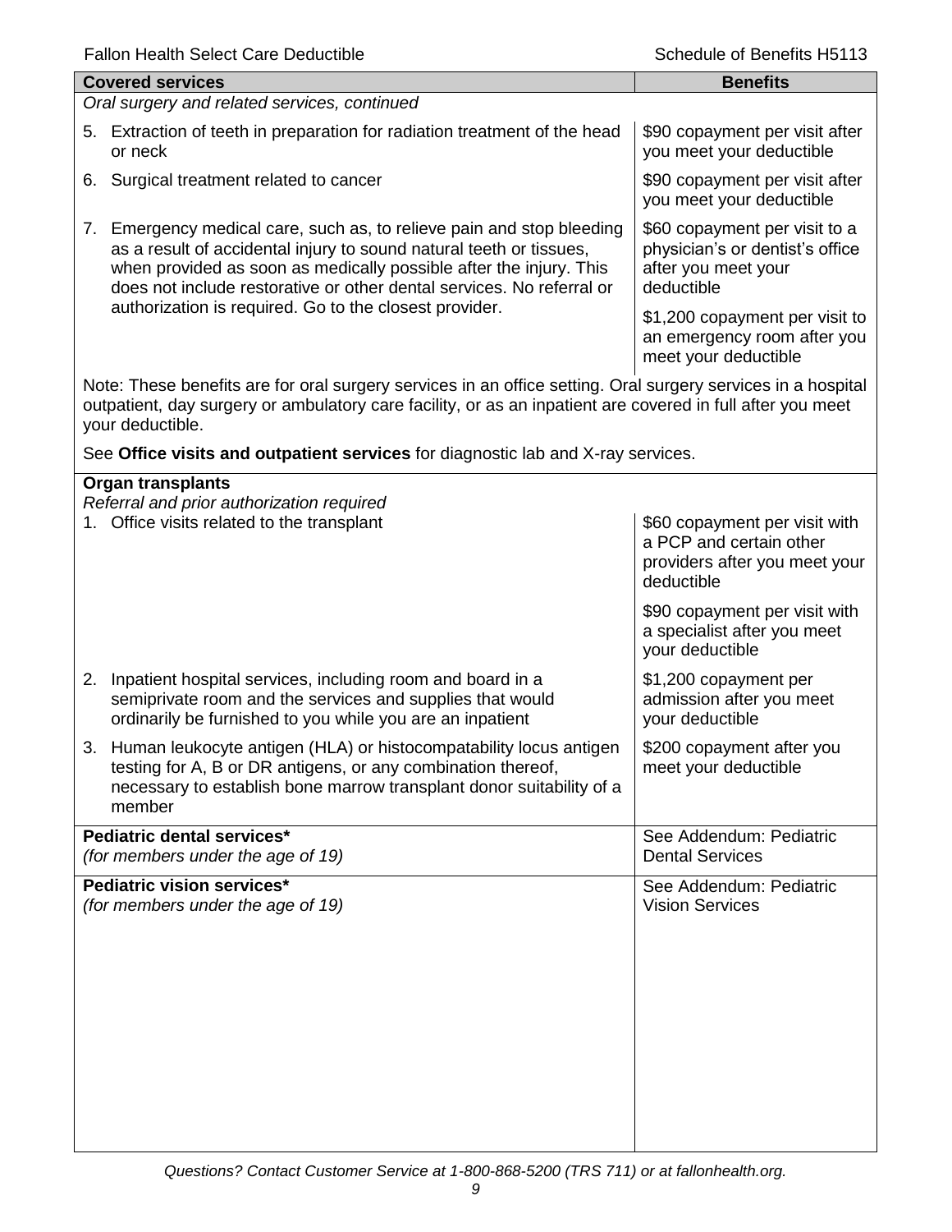| Covered services | Benefits |
| --- | --- |
| *Oral surgery and related services, continued* | |
| 5. Extraction of teeth in preparation for radiation treatment of the head or neck | $90 copayment per visit after you meet your deductible |
| 6. Surgical treatment related to cancer | $90 copayment per visit after you meet your deductible |
| 7. Emergency medical care, such as, to relieve pain and stop bleeding as a result of accidental injury to sound natural teeth or tissues, when provided as soon as medically possible after the injury. This does not include restorative or other dental services. No referral or authorization is required. Go to the closest provider. | $60 copayment per visit to a physician's or dentist's office after you meet your deductible<br><br>$1,200 copayment per visit to an emergency room after you meet your deductible |
| Note: These benefits are for oral surgery services in an office setting. Oral surgery services in a hospital outpatient, day surgery or ambulatory care facility, or as an inpatient are covered in full after you meet your deductible.<br><br>See **Office visits and outpatient services** for diagnostic lab and X-ray services. | |
| **Organ transplants**<br>*Referral and prior authorization required*<br>1. Office visits related to the transplant | $60 copayment per visit with a PCP and certain other providers after you meet your deductible<br><br>$90 copayment per visit with a specialist after you meet your deductible |
| 2. Inpatient hospital services, including room and board in a semiprivate room and the services and supplies that would ordinarily be furnished to you while you are an inpatient | $1,200 copayment per admission after you meet your deductible |
| 3. Human leukocyte antigen (HLA) or histocompatability locus antigen testing for A, B or DR antigens, or any combination thereof, necessary to establish bone marrow transplant donor suitability of a member | $200 copayment after you meet your deductible |
| **Pediatric dental services***<br>*(for members under the age of 19)* | See Addendum: Pediatric Dental Services |
| **Pediatric vision services***<br>*(for members under the age of 19)* | See Addendum: Pediatric Vision Services |

*Questions? Contact Customer Service at 1-800-868-5200 (TRS 711) or at fallonhealth.org.*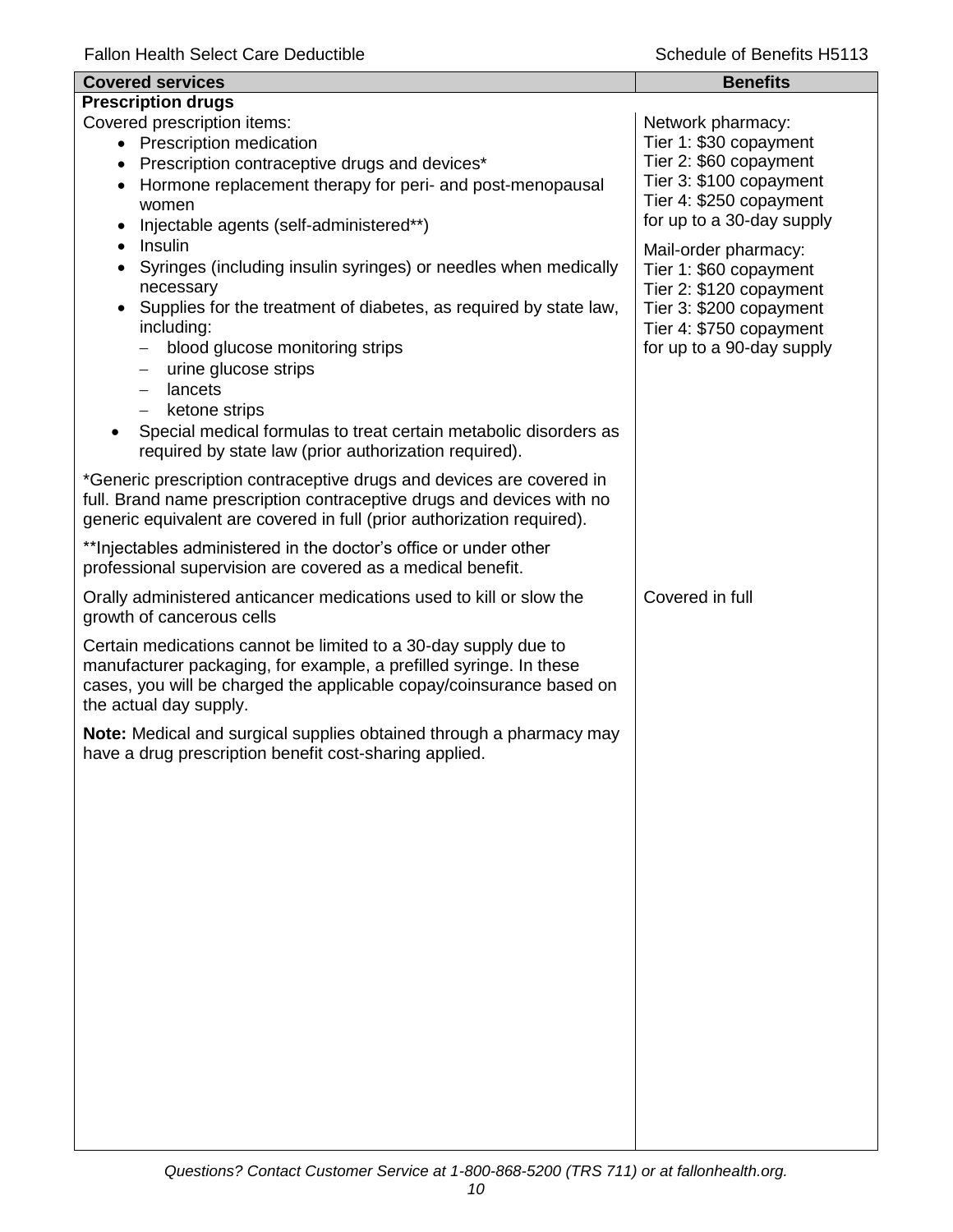| Covered services | Benefits |
|---|---|
| **Prescription drugs** | |
| Covered prescription items:<br>• Prescription medication<br>• Prescription contraceptive drugs and devices*<br>• Hormone replacement therapy for peri- and post-menopausal women<br>• Injectable agents (self-administered**)<br>• Insulin<br>• Syringes (including insulin syringes) or needles when medically necessary<br>• Supplies for the treatment of diabetes, as required by state law, including:<br>  – blood glucose monitoring strips<br>  – urine glucose strips<br>  – lancets<br>  – ketone strips<br>• Special medical formulas to treat certain metabolic disorders as required by state law (prior authorization required).<br><br>*Generic prescription contraceptive drugs and devices are covered in full. Brand name prescription contraceptive drugs and devices with no generic equivalent are covered in full (prior authorization required).<br><br>**Injectables administered in the doctor's office or under other professional supervision are covered as a medical benefit. | Network pharmacy:<br>Tier 1: $30 copayment<br>Tier 2: $60 copayment<br>Tier 3: $100 copayment<br>Tier 4: $250 copayment<br>for up to a 30-day supply<br><br>Mail-order pharmacy:<br>Tier 1: $60 copayment<br>Tier 2: $120 copayment<br>Tier 3: $200 copayment<br>Tier 4: $750 copayment<br>for up to a 90-day supply |
| Orally administered anticancer medications used to kill or slow the growth of cancerous cells<br><br>Certain medications cannot be limited to a 30-day supply due to manufacturer packaging, for example, a prefilled syringe. In these cases, you will be charged the applicable copay/coinsurance based on the actual day supply.<br><br>**Note:** Medical and surgical supplies obtained through a pharmacy may have a drug prescription benefit cost-sharing applied. | Covered in full |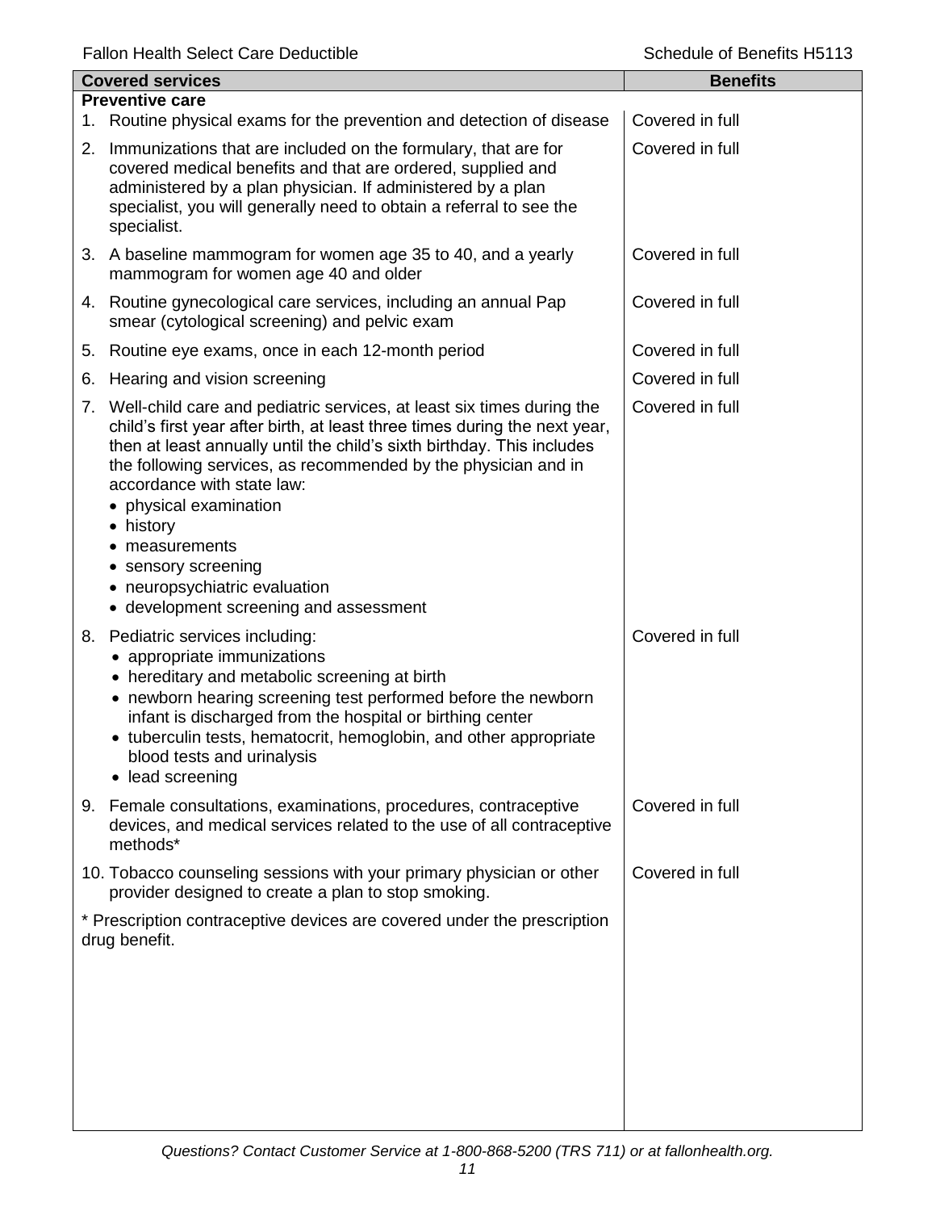| Covered services | Benefits |
| --- | --- |
| **Preventive care** | |
| 1. Routine physical exams for the prevention and detection of disease | Covered in full |
| 2. Immunizations that are included on the formulary, that are for covered medical benefits and that are ordered, supplied and administered by a plan physician. If administered by a plan specialist, you will generally need to obtain a referral to see the specialist. | Covered in full |
| 3. A baseline mammogram for women age 35 to 40, and a yearly mammogram for women age 40 and older | Covered in full |
| 4. Routine gynecological care services, including an annual Pap smear (cytological screening) and pelvic exam | Covered in full |
| 5. Routine eye exams, once in each 12-month period | Covered in full |
| 6. Hearing and vision screening | Covered in full |
| 7. Well-child care and pediatric services, at least six times during the child's first year after birth, at least three times during the next year, then at least annually until the child's sixth birthday. This includes the following services, as recommended by the physician and in accordance with state law: <br>• physical examination <br>• history <br>• measurements <br>• sensory screening <br>• neuropsychiatric evaluation <br>• development screening and assessment | Covered in full |
| 8. Pediatric services including: <br>• appropriate immunizations <br>• hereditary and metabolic screening at birth <br>• newborn hearing screening test performed before the newborn infant is discharged from the hospital or birthing center <br>• tuberculin tests, hematocrit, hemoglobin, and other appropriate blood tests and urinalysis <br>• lead screening | Covered in full |
| 9. Female consultations, examinations, procedures, contraceptive devices, and medical services related to the use of all contraceptive methods* | Covered in full |
| 10. Tobacco counseling sessions with your primary physician or other provider designed to create a plan to stop smoking. | Covered in full |
| * Prescription contraceptive devices are covered under the prescription drug benefit. | |

*Questions? Contact Customer Service at 1-800-868-5200 (TRS 711) or at fallonhealth.org.*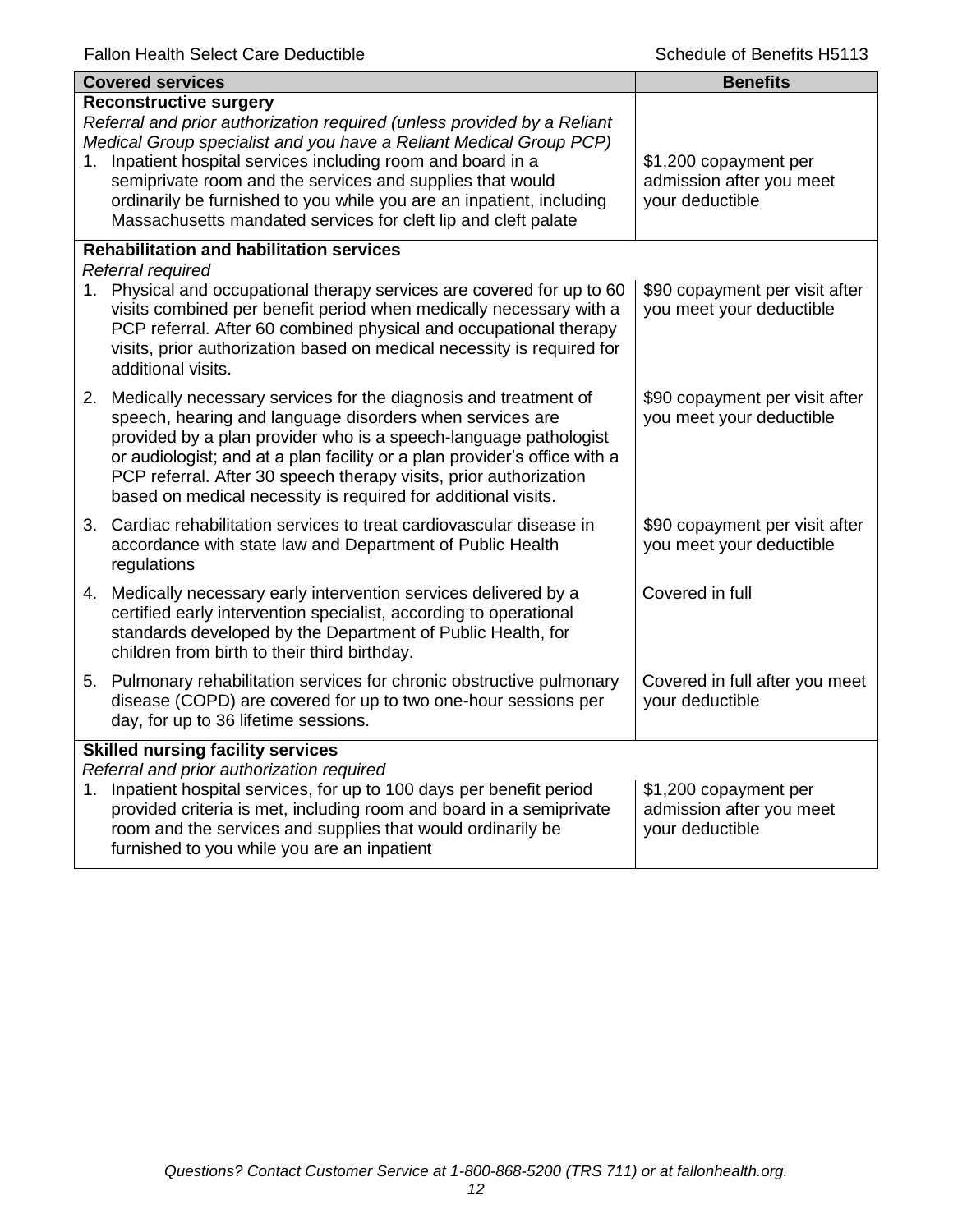| Covered services | Benefits |
|---|---|
| **Reconstructive surgery**<br>*Referral and prior authorization required (unless provided by a Reliant Medical Group specialist and you have a Reliant Medical Group PCP)*<br>1. Inpatient hospital services including room and board in a semiprivate room and the services and supplies that would ordinarily be furnished to you while you are an inpatient, including Massachusetts mandated services for cleft lip and cleft palate | $1,200 copayment per admission after you meet your deductible |
| **Rehabilitation and habilitation services**<br>*Referral required*<br>1. Physical and occupational therapy services are covered for up to 60 visits combined per benefit period when medically necessary with a PCP referral. After 60 combined physical and occupational therapy visits, prior authorization based on medical necessity is required for additional visits. | $90 copayment per visit after you meet your deductible |
| 2. Medically necessary services for the diagnosis and treatment of speech, hearing and language disorders when services are provided by a plan provider who is a speech-language pathologist or audiologist; and at a plan facility or a plan provider's office with a PCP referral. After 30 speech therapy visits, prior authorization based on medical necessity is required for additional visits. | $90 copayment per visit after you meet your deductible |
| 3. Cardiac rehabilitation services to treat cardiovascular disease in accordance with state law and Department of Public Health regulations | $90 copayment per visit after you meet your deductible |
| 4. Medically necessary early intervention services delivered by a certified early intervention specialist, according to operational standards developed by the Department of Public Health, for children from birth to their third birthday. | Covered in full |
| 5. Pulmonary rehabilitation services for chronic obstructive pulmonary disease (COPD) are covered for up to two one-hour sessions per day, for up to 36 lifetime sessions. | Covered in full after you meet your deductible |
| **Skilled nursing facility services**<br>*Referral and prior authorization required*<br>1. Inpatient hospital services, for up to 100 days per benefit period provided criteria is met, including room and board in a semiprivate room and the services and supplies that would ordinarily be furnished to you while you are an inpatient | $1,200 copayment per admission after you meet your deductible |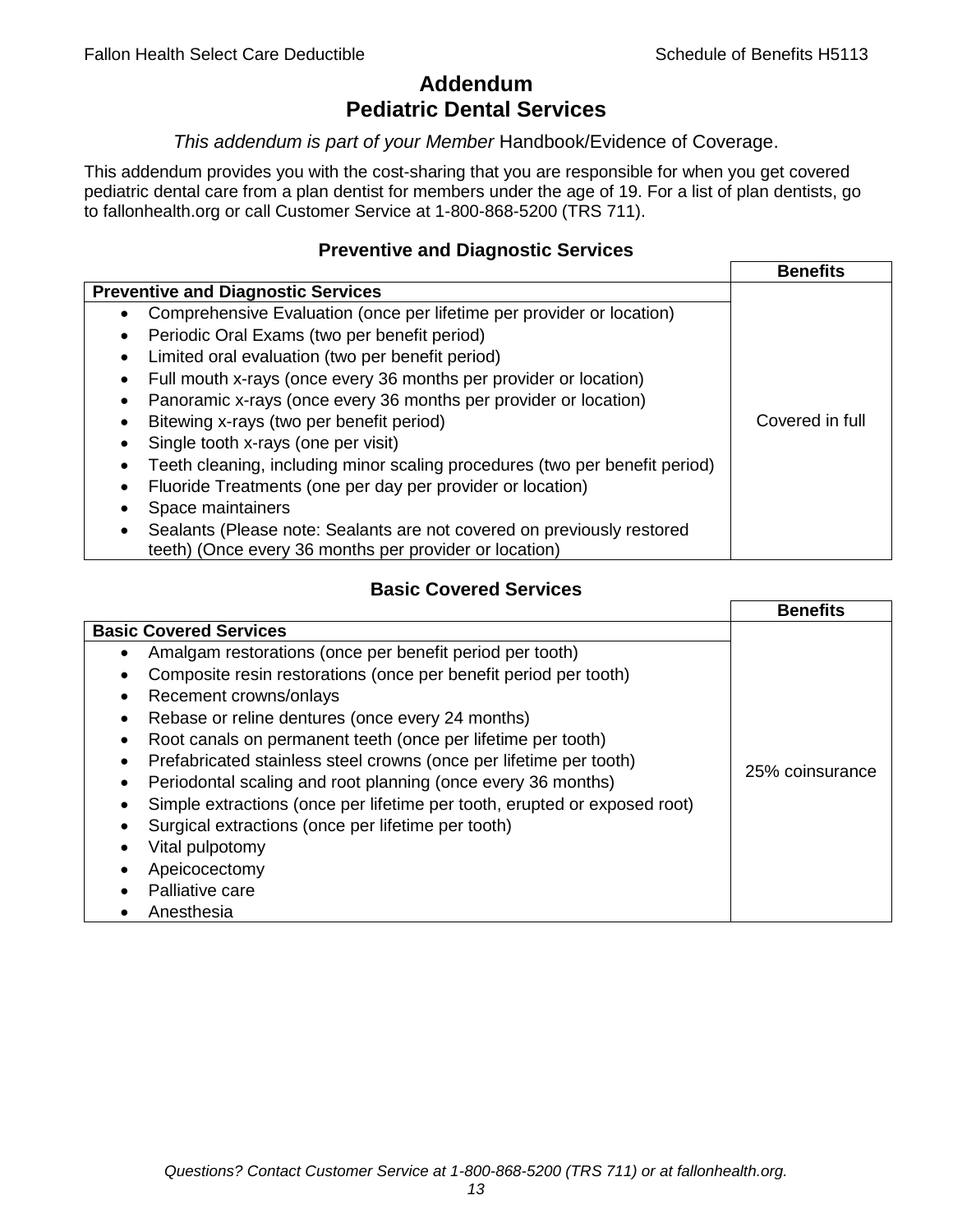# Addendum
# Pediatric Dental Services

*This addendum is part of your Member* Handbook/Evidence of Coverage.

This addendum provides you with the cost-sharing that you are responsible for when you get covered pediatric dental care from a plan dentist for members under the age of 19. For a list of plan dentists, go to fallonhealth.org or call Customer Service at 1-800-868-5200 (TRS 711).

### Preventive and Diagnostic Services

| | **Benefits** |
|---|---|
| **Preventive and Diagnostic Services** | |
| • Comprehensive Evaluation (once per lifetime per provider or location)<br>• Periodic Oral Exams (two per benefit period)<br>• Limited oral evaluation (two per benefit period)<br>• Full mouth x-rays (once every 36 months per provider or location)<br>• Panoramic x-rays (once every 36 months per provider or location)<br>• Bitewing x-rays (two per benefit period)<br>• Single tooth x-rays (one per visit)<br>• Teeth cleaning, including minor scaling procedures (two per benefit period)<br>• Fluoride Treatments (one per day per provider or location)<br>• Space maintainers<br>• Sealants (Please note: Sealants are not covered on previously restored teeth) (Once every 36 months per provider or location) | Covered in full |

### Basic Covered Services

| | **Benefits** |
|---|---|
| **Basic Covered Services** | |
| • Amalgam restorations (once per benefit period per tooth)<br>• Composite resin restorations (once per benefit period per tooth)<br>• Recement crowns/onlays<br>• Rebase or reline dentures (once every 24 months)<br>• Root canals on permanent teeth (once per lifetime per tooth)<br>• Prefabricated stainless steel crowns (once per lifetime per tooth)<br>• Periodontal scaling and root planning (once every 36 months)<br>• Simple extractions (once per lifetime per tooth, erupted or exposed root)<br>• Surgical extractions (once per lifetime per tooth)<br>• Vital pulpotomy<br>• Apeicocectomy<br>• Palliative care<br>• Anesthesia | 25% coinsurance |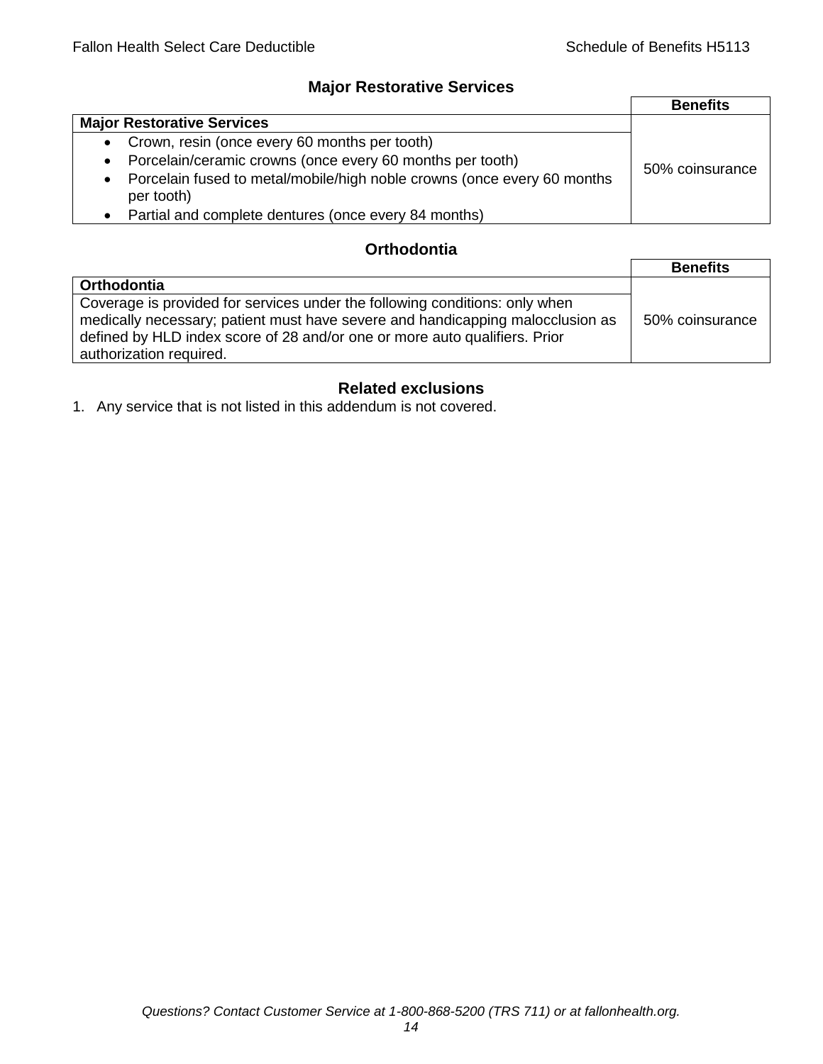## Major Restorative Services

| | Benefits |
|---|---|
| **Major Restorative Services** | |
| • Crown, resin (once every 60 months per tooth)<br>• Porcelain/ceramic crowns (once every 60 months per tooth)<br>• Porcelain fused to metal/mobile/high noble crowns (once every 60 months per tooth)<br>• Partial and complete dentures (once every 84 months) | 50% coinsurance |

## Orthodontia

| | Benefits |
|---|---|
| **Orthodontia** | |
| Coverage is provided for services under the following conditions: only when medically necessary; patient must have severe and handicapping malocclusion as defined by HLD index score of 28 and/or one or more auto qualifiers. Prior authorization required. | 50% coinsurance |

## Related exclusions

1. Any service that is not listed in this addendum is not covered.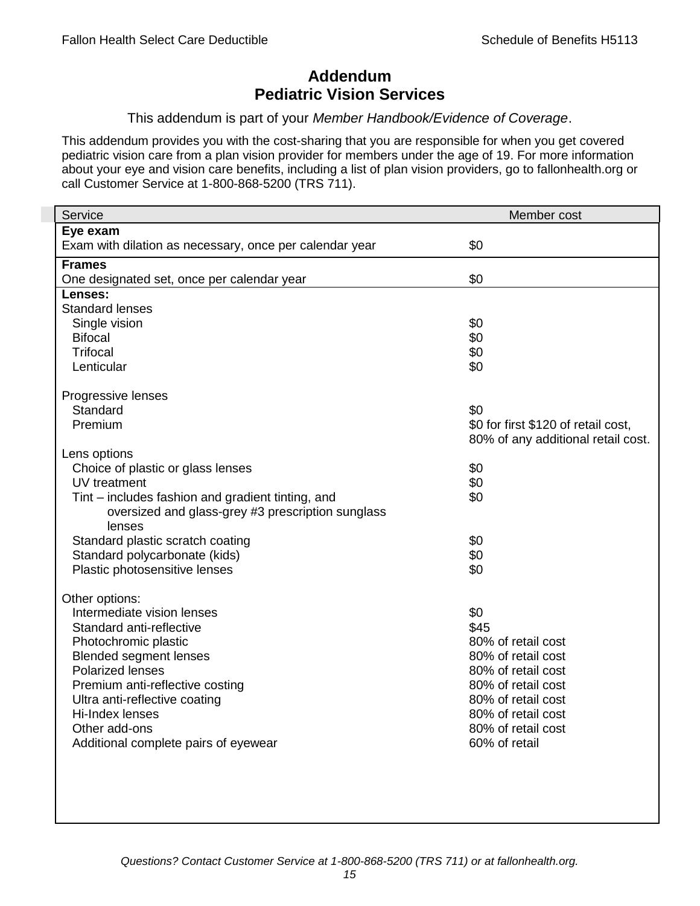# Addendum
# Pediatric Vision Services

This addendum is part of your *Member Handbook/Evidence of Coverage*.

This addendum provides you with the cost-sharing that you are responsible for when you get covered pediatric vision care from a plan vision provider for members under the age of 19. For more information about your eye and vision care benefits, including a list of plan vision providers, go to fallonhealth.org or call Customer Service at 1-800-868-5200 (TRS 711).

| Service | Member cost |
|---|---|
| **Eye exam** | |
| Exam with dilation as necessary, once per calendar year | $0 |
| **Frames** | |
| One designated set, once per calendar year | $0 |
| **Lenses:** | |
| Standard lenses | |
| Single vision | $0 |
| Bifocal | $0 |
| Trifocal | $0 |
| Lenticular | $0 |
| Progressive lenses | |
| Standard | $0 |
| Premium | $0 for first $120 of retail cost, 80% of any additional retail cost. |
| Lens options | |
| Choice of plastic or glass lenses | $0 |
| UV treatment | $0 |
| Tint – includes fashion and gradient tinting, and oversized and glass-grey #3 prescription sunglass lenses | $0 |
| Standard plastic scratch coating | $0 |
| Standard polycarbonate (kids) | $0 |
| Plastic photosensitive lenses | $0 |
| Other options: | |
| Intermediate vision lenses | $0 |
| Standard anti-reflective | $45 |
| Photochromic plastic | 80% of retail cost |
| Blended segment lenses | 80% of retail cost |
| Polarized lenses | 80% of retail cost |
| Premium anti-reflective costing | 80% of retail cost |
| Ultra anti-reflective coating | 80% of retail cost |
| Hi-Index lenses | 80% of retail cost |
| Other add-ons | 80% of retail cost |
| Additional complete pairs of eyewear | 60% of retail |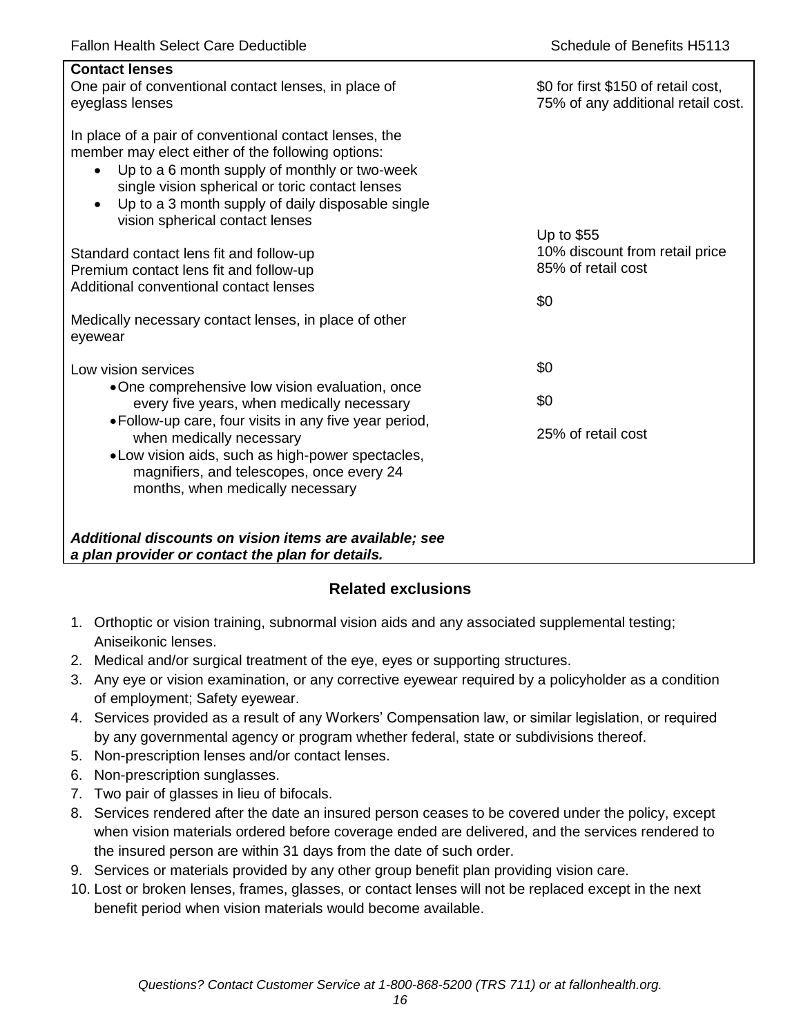| **Contact lenses** | |
|---|---|
| One pair of conventional contact lenses, in place of eyeglass lenses | \$0 for first \$150 of retail cost, 75% of any additional retail cost. |
| In place of a pair of conventional contact lenses, the member may elect either of the following options:<br>• Up to a 6 month supply of monthly or two-week single vision spherical or toric contact lenses<br>• Up to a 3 month supply of daily disposable single vision spherical contact lenses | |
| Standard contact lens fit and follow-up | Up to \$55 |
| Premium contact lens fit and follow-up | 10% discount from retail price |
| Additional conventional contact lenses | 85% of retail cost |
| Medically necessary contact lenses, in place of other eyewear | \$0 |
| Low vision services | |
| • One comprehensive low vision evaluation, once every five years, when medically necessary | \$0 |
| • Follow-up care, four visits in any five year period, when medically necessary | \$0 |
| • Low vision aids, such as high-power spectacles, magnifiers, and telescopes, once every 24 months, when medically necessary | 25% of retail cost |
| ***Additional discounts on vision items are available; see a plan provider or contact the plan for details.*** | |

## Related exclusions

1. Orthoptic or vision training, subnormal vision aids and any associated supplemental testing; Aniseikonic lenses.
2. Medical and/or surgical treatment of the eye, eyes or supporting structures.
3. Any eye or vision examination, or any corrective eyewear required by a policyholder as a condition of employment; Safety eyewear.
4. Services provided as a result of any Workers' Compensation law, or similar legislation, or required by any governmental agency or program whether federal, state or subdivisions thereof.
5. Non-prescription lenses and/or contact lenses.
6. Non-prescription sunglasses.
7. Two pair of glasses in lieu of bifocals.
8. Services rendered after the date an insured person ceases to be covered under the policy, except when vision materials ordered before coverage ended are delivered, and the services rendered to the insured person are within 31 days from the date of such order.
9. Services or materials provided by any other group benefit plan providing vision care.
10. Lost or broken lenses, frames, glasses, or contact lenses will not be replaced except in the next benefit period when vision materials would become available.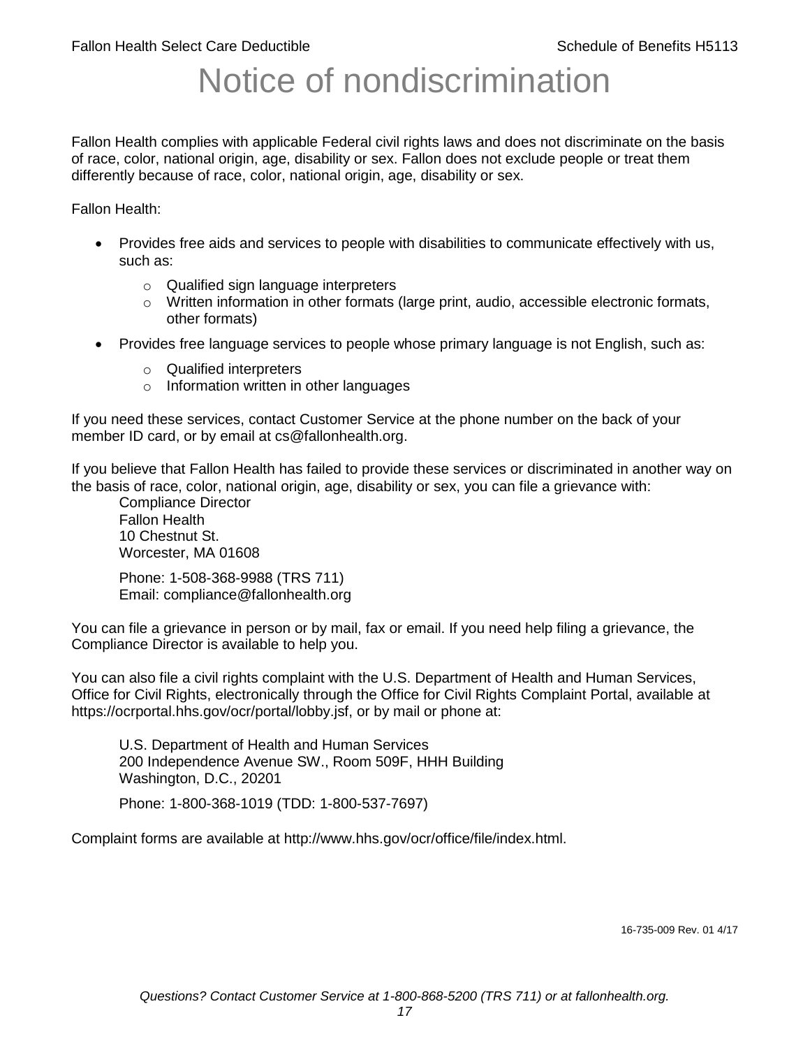# Notice of nondiscrimination

Fallon Health complies with applicable Federal civil rights laws and does not discriminate on the basis of race, color, national origin, age, disability or sex. Fallon does not exclude people or treat them differently because of race, color, national origin, age, disability or sex.

Fallon Health:

- Provides free aids and services to people with disabilities to communicate effectively with us, such as:
  - Qualified sign language interpreters
  - Written information in other formats (large print, audio, accessible electronic formats, other formats)
- Provides free language services to people whose primary language is not English, such as:
  - Qualified interpreters
  - Information written in other languages

If you need these services, contact Customer Service at the phone number on the back of your member ID card, or by email at cs@fallonhealth.org.

If you believe that Fallon Health has failed to provide these services or discriminated in another way on the basis of race, color, national origin, age, disability or sex, you can file a grievance with:

Compliance Director
Fallon Health
10 Chestnut St.
Worcester, MA 01608

Phone: 1-508-368-9988 (TRS 711)
Email: compliance@fallonhealth.org

You can file a grievance in person or by mail, fax or email. If you need help filing a grievance, the Compliance Director is available to help you.

You can also file a civil rights complaint with the U.S. Department of Health and Human Services, Office for Civil Rights, electronically through the Office for Civil Rights Complaint Portal, available at https://ocrportal.hhs.gov/ocr/portal/lobby.jsf, or by mail or phone at:

U.S. Department of Health and Human Services
200 Independence Avenue SW., Room 509F, HHH Building
Washington, D.C., 20201

Phone: 1-800-368-1019 (TDD: 1-800-537-7697)

Complaint forms are available at http://www.hhs.gov/ocr/office/file/index.html.

16-735-009 Rev. 01 4/17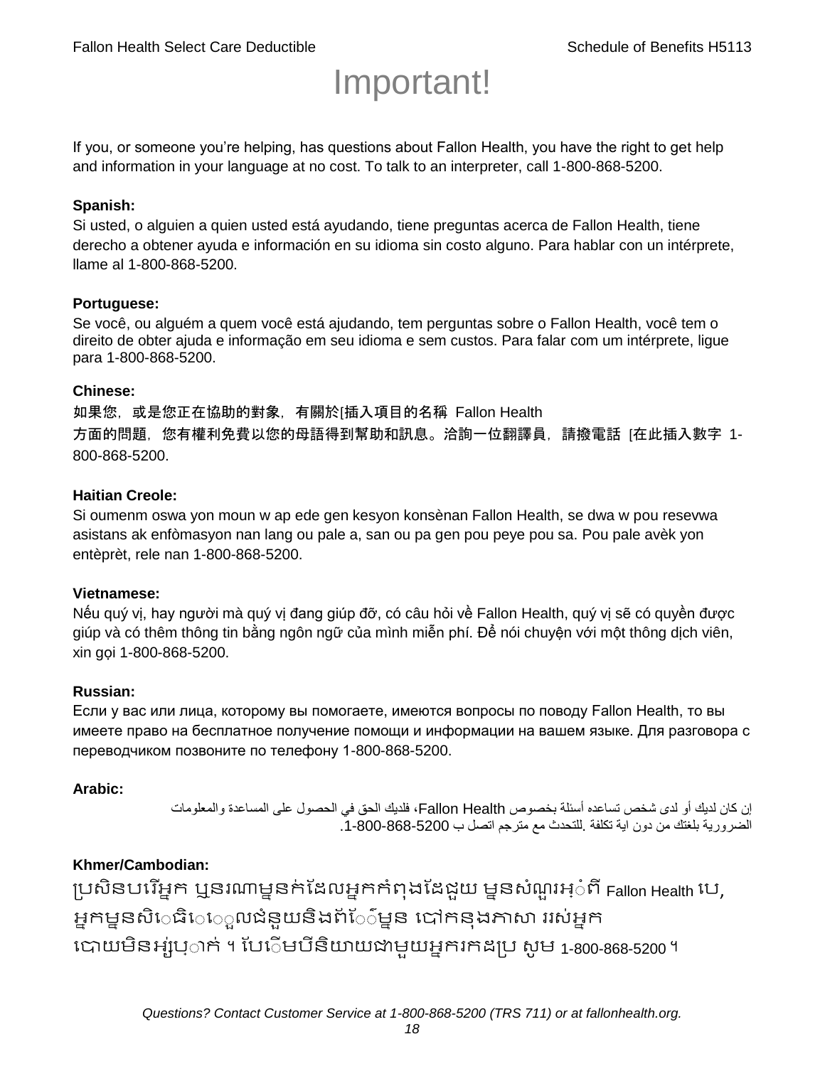# Important!

If you, or someone you're helping, has questions about Fallon Health, you have the right to get help and information in your language at no cost. To talk to an interpreter, call 1-800-868-5200.

**Spanish:**
Si usted, o alguien a quien usted está ayudando, tiene preguntas acerca de Fallon Health, tiene derecho a obtener ayuda e información en su idioma sin costo alguno. Para hablar con un intérprete, llame al 1-800-868-5200.

**Portuguese:**
Se você, ou alguém a quem você está ajudando, tem perguntas sobre o Fallon Health, você tem o direito de obter ajuda e informação em seu idioma e sem custos. Para falar com um intérprete, ligue para 1-800-868-5200.

**Chinese:**
如果您，或是您正在協助的對象，有關於[插入項目的名稱 Fallon Health 方面的問題，您有權利免費以您的母語得到幫助和訊息。洽詢一位翻譯員，請撥電話 [在此插入數字 1-800-868-5200.

**Haitian Creole:**
Si oumenm oswa yon moun w ap ede gen kesyon konsènan Fallon Health, se dwa w pou resevwa asistans ak enfòmasyon nan lang ou pale a, san ou pa gen pou peye pou sa. Pou pale avèk yon entèprèt, rele nan 1-800-868-5200.

**Vietnamese:**
Nếu quý vị, hay người mà quý vị đang giúp đỡ, có câu hỏi về Fallon Health, quý vị sẽ có quyền được giúp và có thêm thông tin bằng ngôn ngữ của mình miễn phí. Để nói chuyện với một thông dịch viên, xin gọi 1-800-868-5200.

**Russian:**
Если у вас или лица, которому вы помогаете, имеются вопросы по поводу Fallon Health, то вы имеете право на бесплатное получение помощи и информации на вашем языке. Для разговора с переводчиком позвоните по телефону 1-800-868-5200.

**Arabic:**
إن كان لديك أو لدى شخص تساعده أسئلة بخصوص Fallon Health، فلديك الحق في الحصول على المساعدة والمعلومات الضرورية بلغتك من دون اية تكلفة .للتحدث مع مترجم اتصل ب 1-800-868-5200.

**Khmer/Cambodian:**
ប្រសិនបរើអ្នក ឬនរណាម្នក់ដែលអ្នកកំពុងដែជួយ ម្មនសំណួរអ្ំពី Fallon Health បេ, អ្នកម្មនសិេធិេេួលជំនួយនិងព័េ៌ម្មន បៅកនុងភាសា ររស់អ្នក បោយមិនអ្ស់បុ្ាក់ ។ បែេិមបីនិយាយជាមួយអ្នករកដប្រ សូម 1-800-868-5200 ។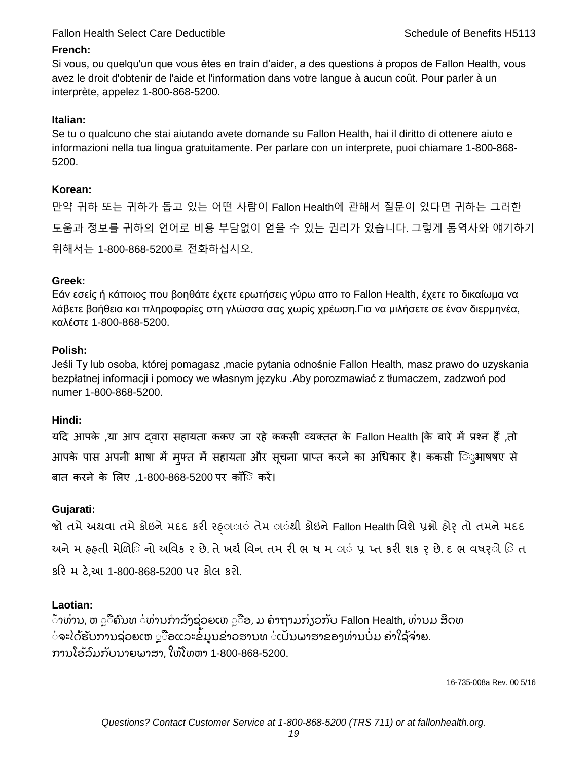**French:**

Si vous, ou quelqu'un que vous êtes en train d’aider, a des questions à propos de Fallon Health, vous avez le droit d'obtenir de l'aide et l'information dans votre langue à aucun coût. Pour parler à un interprète, appelez 1-800-868-5200.

**Italian:**

Se tu o qualcuno che stai aiutando avete domande su Fallon Health, hai il diritto di ottenere aiuto e informazioni nella tua lingua gratuitamente. Per parlare con un interprete, puoi chiamare 1-800-868-5200.

**Korean:**

만약 귀하 또는 귀하가 돕고 있는 어떤 사람이 Fallon Health에 관해서 질문이 있다면 귀하는 그러한 도움과 정보를 귀하의 언어로 비용 부담없이 얻을 수 있는 권리가 있습니다. 그렇게 통역사와 얘기하기 위해서는 1-800-868-5200로 전화하십시오.

**Greek:**

Εάν εσείς ή κάποιος που βοηθάτε έχετε ερωτήσεις γύρω απο το Fallon Health, έχετε το δικαίωμα να λάβετε βοήθεια και πληροφορίες στη γλώσσα σας χωρίς χρέωση.Για να μιλήσετε σε έναν διερμηνέα, καλέστε 1-800-868-5200.

**Polish:**

Jeśli Ty lub osoba, której pomagasz ,macie pytania odnośnie Fallon Health, masz prawo do uzyskania bezpłatnej informacji i pomocy we własnym języku .Aby porozmawiać z tłumaczem, zadzwoń pod numer 1-800-868-5200.

**Hindi:**

यदि आपके ,या आप द्वारा सहायता ककए जा रहे ककसी व्यक्तत के Fallon Health [के बारे में प्रश्न हैं ,तो आपके पास अपनी भाषा में मुफ्त में सहायता और सूचना प्राप्त करने का अधिकार है। ककसी िुभाषषए से बात करने के लिए ,1-800-868-5200 पर कॉि करें।

**Gujarati:**

જો તમે અથવા તમે કોઇને મદદ કરી રહ્ાાં તેમ ાંથી કોઇને Fallon Health વિશે પ્રશ્નો હોર્ તો તમને મદદ અને મ હહતી મેળિિ નો અવિક ર છે. તે ખર્ચ વિન તમ રી ભ ષ મ ાં પ્ર પ્ત કરી શક ર્ છે. દ ભ વષર્ો િ ત કરિ મ ટે,આ 1-800-868-5200 પર કોલ કરો.

**Laotian:**

ຖ້າທ່ານ, ຫ ຼືຄົນທ ່ທ່ານກໍາລັງຊ່ວຍເຫ ຼືອ, ມ ຄໍາຖາມກ່ຽວກັບ Fallon Health, ທ່ານມ ສິດທ ່ຈະໄດ້ຮັບການຊ່ວຍເຫ ຼືອແລະຂໍ້ມູນຂ່າວສານທ ່ເປັນພາສາຂອງທ່ານບໍ່ມ ຄ່າໃຊ້ຈ່າຍ. ການໂອ້ລົມກັບນາຍພາສາ, ໃຫ້ໂທຫາ 1-800-868-5200.

16-735-008a Rev. 00 5/16

*Questions? Contact Customer Service at 1-800-868-5200 (TRS 711) or at fallonhealth.org.*